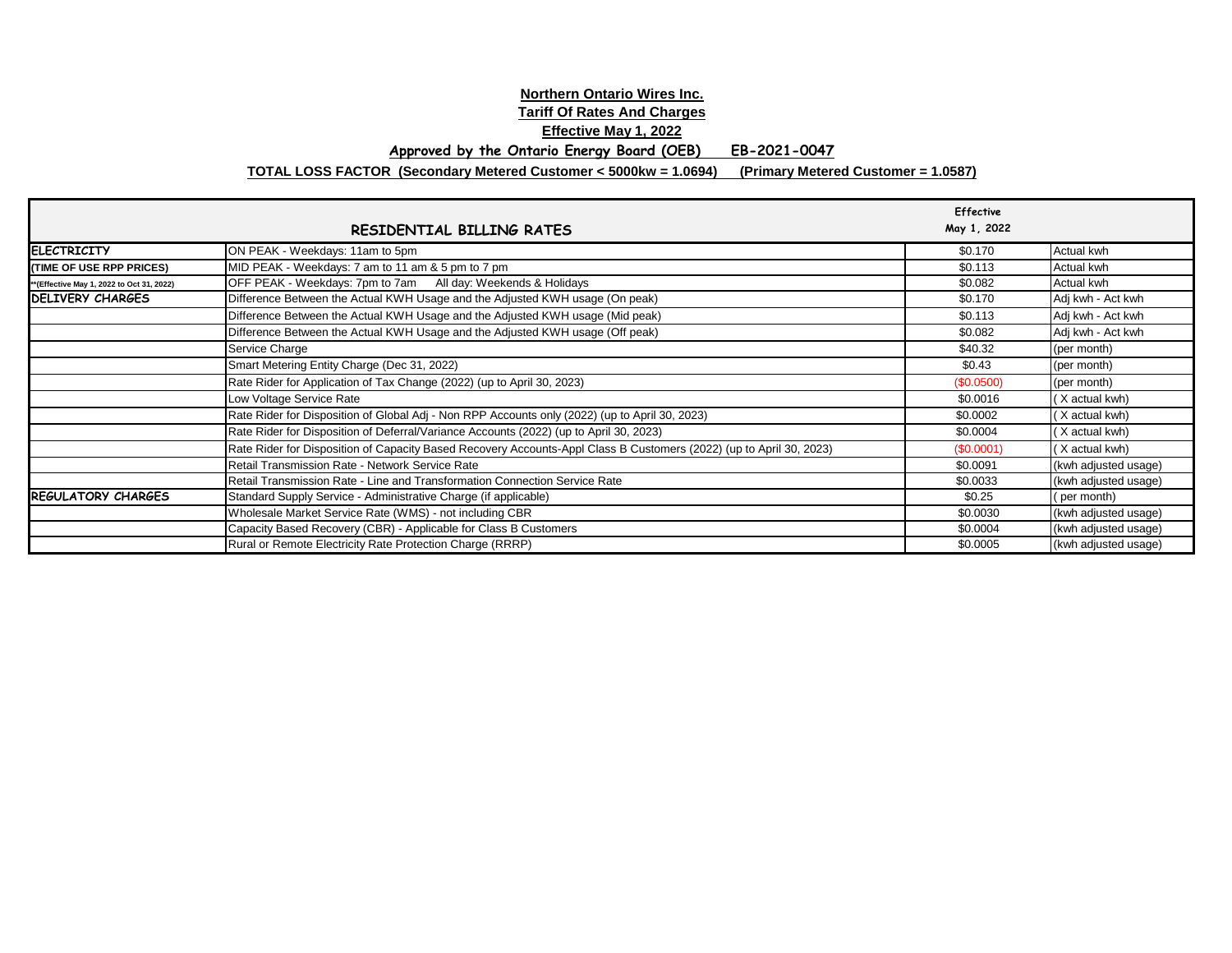**Northern Ontario Wires Inc.**

**Tariff Of Rates And Charges**

**Effective May 1, 2022**

**Approved by the Ontario Energy Board (OEB) EB-2021-0047**

**TOTAL LOSS FACTOR (Secondary Metered Customer < 5000kw = 1.0694) (Primary Metered Customer = 1.0587)**

| RESIDENTIAL BILLING RATES | | Effective May 1, 2022 | |
|---|---|---|---|
| **ELECTRICITY** | ON PEAK - Weekdays: 11am to 5pm | $0.170 | Actual kwh |
| **(TIME OF USE RPP PRICES)** | MID PEAK - Weekdays: 7 am to 11 am & 5 pm to 7 pm | $0.113 | Actual kwh |
| **(Effective May 1, 2022 to Oct 31, 2022) | OFF PEAK - Weekdays: 7pm to 7am All day: Weekends & Holidays | $0.082 | Actual kwh |
| **DELIVERY CHARGES** | Difference Between the Actual KWH Usage and the Adjusted KWH usage (On peak) | $0.170 | Adj kwh - Act kwh |
| | Difference Between the Actual KWH Usage and the Adjusted KWH usage (Mid peak) | $0.113 | Adj kwh - Act kwh |
| | Difference Between the Actual KWH Usage and the Adjusted KWH usage (Off peak) | $0.082 | Adj kwh - Act kwh |
| | Service Charge | $40.32 | (per month) |
| | Smart Metering Entity Charge (Dec 31, 2022) | $0.43 | (per month) |
| | Rate Rider for Application of Tax Change (2022) (up to April 30, 2023) | ($0.0500) | (per month) |
| | Low Voltage Service Rate | $0.0016 | ( X actual kwh) |
| | Rate Rider for Disposition of Global Adj - Non RPP Accounts only (2022) (up to April 30, 2023) | $0.0002 | ( X actual kwh) |
| | Rate Rider for Disposition of Deferral/Variance Accounts (2022) (up to April 30, 2023) | $0.0004 | ( X actual kwh) |
| | Rate Rider for Disposition of Capacity Based Recovery Accounts-Appl Class B Customers (2022) (up to April 30, 2023) | ($0.0001) | ( X actual kwh) |
| | Retail Transmission Rate - Network Service Rate | $0.0091 | (kwh adjusted usage) |
| | Retail Transmission Rate - Line and Transformation Connection Service Rate | $0.0033 | (kwh adjusted usage) |
| **REGULATORY CHARGES** | Standard Supply Service - Administrative Charge (if applicable) | $0.25 | ( per month) |
| | Wholesale Market Service Rate (WMS) - not including CBR | $0.0030 | (kwh adjusted usage) |
| | Capacity Based Recovery (CBR) - Applicable for Class B Customers | $0.0004 | (kwh adjusted usage) |
| | Rural or Remote Electricity Rate Protection Charge (RRRP) | $0.0005 | (kwh adjusted usage) |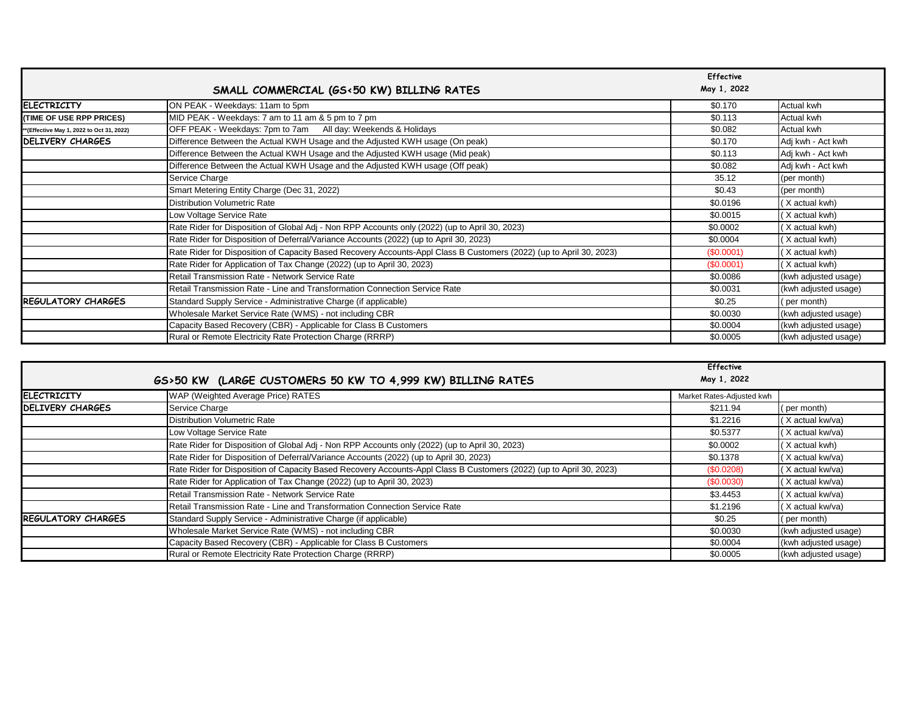| SMALL COMMERCIAL (GS<50 KW) BILLING RATES | | Effective May 1, 2022 | |
|---|---|---|---|
| ELECTRICITY | ON PEAK - Weekdays: 11am to 5pm | $0.170 | Actual kwh |
| (TIME OF USE RPP PRICES) | MID PEAK - Weekdays: 7 am to 11 am & 5 pm to 7 pm | $0.113 | Actual kwh |
| **(Effective May 1, 2022 to Oct 31, 2022) | OFF PEAK - Weekdays: 7pm to 7am All day: Weekends & Holidays | $0.082 | Actual kwh |
| DELIVERY CHARGES | Difference Between the Actual KWH Usage and the Adjusted KWH usage (On peak) | $0.170 | Adj kwh - Act kwh |
| | Difference Between the Actual KWH Usage and the Adjusted KWH usage (Mid peak) | $0.113 | Adj kwh - Act kwh |
| | Difference Between the Actual KWH Usage and the Adjusted KWH usage (Off peak) | $0.082 | Adj kwh - Act kwh |
| | Service Charge | 35.12 | (per month) |
| | Smart Metering Entity Charge (Dec 31, 2022) | $0.43 | (per month) |
| | Distribution Volumetric Rate | $0.0196 | ( X actual kwh) |
| | Low Voltage Service Rate | $0.0015 | ( X actual kwh) |
| | Rate Rider for Disposition of Global Adj - Non RPP Accounts only (2022) (up to April 30, 2023) | $0.0002 | ( X actual kwh) |
| | Rate Rider for Disposition of Deferral/Variance Accounts (2022) (up to April 30, 2023) | $0.0004 | ( X actual kwh) |
| | Rate Rider for Disposition of Capacity Based Recovery Accounts-Appl Class B Customers (2022) (up to April 30, 2023) | ($0.0001) | ( X actual kwh) |
| | Rate Rider for Application of Tax Change (2022) (up to April 30, 2023) | ($0.0001) | ( X actual kwh) |
| | Retail Transmission Rate - Network Service Rate | $0.0086 | (kwh adjusted usage) |
| | Retail Transmission Rate - Line and Transformation Connection Service Rate | $0.0031 | (kwh adjusted usage) |
| REGULATORY CHARGES | Standard Supply Service - Administrative Charge (if applicable) | $0.25 | ( per month) |
| | Wholesale Market Service Rate (WMS) - not including CBR | $0.0030 | (kwh adjusted usage) |
| | Capacity Based Recovery (CBR) - Applicable for Class B Customers | $0.0004 | (kwh adjusted usage) |
| | Rural or Remote Electricity Rate Protection Charge (RRRP) | $0.0005 | (kwh adjusted usage) |

| GS>50 KW (LARGE CUSTOMERS 50 KW TO 4,999 KW) BILLING RATES | | Effective May 1, 2022 | |
|---|---|---|---|
| ELECTRICITY | WAP (Weighted Average Price) RATES | Market Rates-Adjusted kwh | |
| DELIVERY CHARGES | Service Charge | $211.94 | ( per month) |
| | Distribution Volumetric Rate | $1.2216 | ( X actual kw/va) |
| | Low Voltage Service Rate | $0.5377 | ( X actual kw/va) |
| | Rate Rider for Disposition of Global Adj - Non RPP Accounts only (2022) (up to April 30, 2023) | $0.0002 | ( X actual kwh) |
| | Rate Rider for Disposition of Deferral/Variance Accounts (2022) (up to April 30, 2023) | $0.1378 | ( X actual kw/va) |
| | Rate Rider for Disposition of Capacity Based Recovery Accounts-Appl Class B Customers (2022) (up to April 30, 2023) | ($0.0208) | ( X actual kw/va) |
| | Rate Rider for Application of Tax Change (2022) (up to April 30, 2023) | ($0.0030) | ( X actual kw/va) |
| | Retail Transmission Rate - Network Service Rate | $3.4453 | ( X actual kw/va) |
| | Retail Transmission Rate - Line and Transformation Connection Service Rate | $1.2196 | ( X actual kw/va) |
| REGULATORY CHARGES | Standard Supply Service - Administrative Charge (if applicable) | $0.25 | ( per month) |
| | Wholesale Market Service Rate (WMS) - not including CBR | $0.0030 | (kwh adjusted usage) |
| | Capacity Based Recovery (CBR) - Applicable for Class B Customers | $0.0004 | (kwh adjusted usage) |
| | Rural or Remote Electricity Rate Protection Charge (RRRP) | $0.0005 | (kwh adjusted usage) |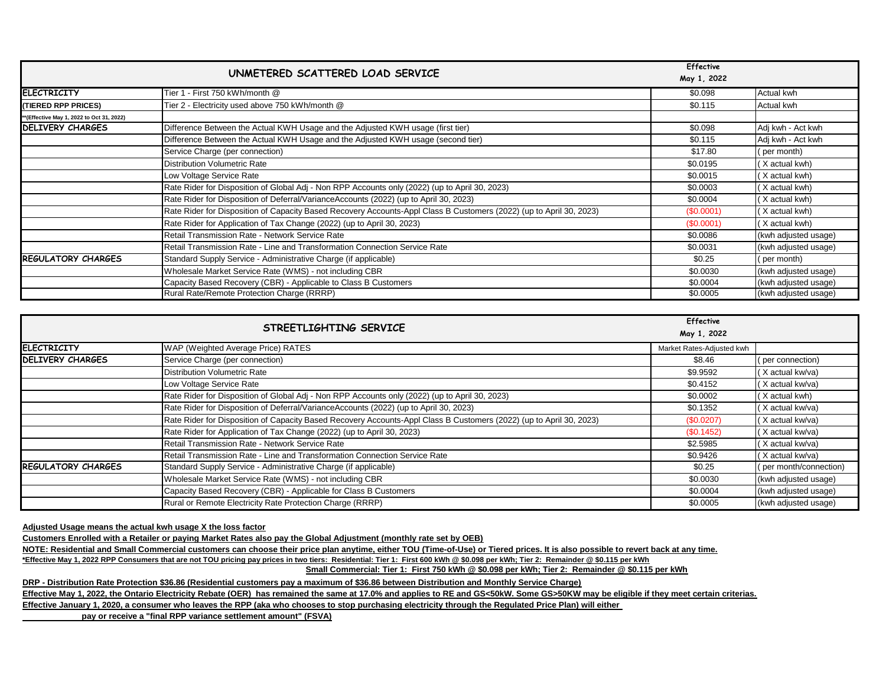| UNMETERED SCATTERED LOAD SERVICE | | Effective May 1, 2022 | |
|---|---|---|---|
| ELECTRICITY | Tier 1 - First 750 kWh/month @ | $0.098 | Actual kwh |
| (TIERED RPP PRICES) | Tier 2 - Electricity used above 750 kWh/month @ | $0.115 | Actual kwh |
| **(Effective May 1, 2022 to Oct 31, 2022) | | | |
| DELIVERY CHARGES | Difference Between the Actual KWH Usage and the Adjusted KWH usage (first tier) | $0.098 | Adj kwh - Act kwh |
| | Difference Between the Actual KWH Usage and the Adjusted KWH usage (second tier) | $0.115 | Adj kwh - Act kwh |
| | Service Charge (per connection) | $17.80 | ( per month) |
| | Distribution Volumetric Rate | $0.0195 | ( X actual kwh) |
| | Low Voltage Service Rate | $0.0015 | ( X actual kwh) |
| | Rate Rider for Disposition of Global Adj - Non RPP Accounts only (2022) (up to April 30, 2023) | $0.0003 | ( X actual kwh) |
| | Rate Rider for Disposition of Deferral/VarianceAccounts (2022) (up to April 30, 2023) | $0.0004 | ( X actual kwh) |
| | Rate Rider for Disposition of Capacity Based Recovery Accounts-Appl Class B Customers (2022) (up to April 30, 2023) | ($0.0001) | ( X actual kwh) |
| | Rate Rider for Application of Tax Change (2022) (up to April 30, 2023) | ($0.0001) | ( X actual kwh) |
| | Retail Transmission Rate - Network Service Rate | $0.0086 | (kwh adjusted usage) |
| | Retail Transmission Rate - Line and Transformation Connection Service Rate | $0.0031 | (kwh adjusted usage) |
| REGULATORY CHARGES | Standard Supply Service - Administrative Charge (if applicable) | $0.25 | ( per month) |
| | Wholesale Market Service Rate (WMS) - not including CBR | $0.0030 | (kwh adjusted usage) |
| | Capacity Based Recovery (CBR) - Applicable to Class B Customers | $0.0004 | (kwh adjusted usage) |
| | Rural Rate/Remote Protection Charge (RRRP) | $0.0005 | (kwh adjusted usage) |

| STREETLIGHTING SERVICE | | Effective May 1, 2022 | |
|---|---|---|---|
| ELECTRICITY | WAP (Weighted Average Price) RATES | Market Rates-Adjusted kwh | |
| DELIVERY CHARGES | Service Charge (per connection) | $8.46 | ( per connection) |
| | Distribution Volumetric Rate | $9.9592 | ( X actual kw/va) |
| | Low Voltage Service Rate | $0.4152 | ( X actual kw/va) |
| | Rate Rider for Disposition of Global Adj - Non RPP Accounts only (2022) (up to April 30, 2023) | $0.0002 | ( X actual kwh) |
| | Rate Rider for Disposition of Deferral/VarianceAccounts (2022) (up to April 30, 2023) | $0.1352 | ( X actual kw/va) |
| | Rate Rider for Disposition of Capacity Based Recovery Accounts-Appl Class B Customers (2022) (up to April 30, 2023) | ($0.0207) | ( X actual kw/va) |
| | Rate Rider for Application of Tax Change (2022) (up to April 30, 2023) | ($0.1452) | ( X actual kw/va) |
| | Retail Transmission Rate - Network Service Rate | $2.5985 | ( X actual kw/va) |
| | Retail Transmission Rate - Line and Transformation Connection Service Rate | $0.9426 | ( X actual kw/va) |
| REGULATORY CHARGES | Standard Supply Service - Administrative Charge (if applicable) | $0.25 | ( per month/connection) |
| | Wholesale Market Service Rate (WMS) - not including CBR | $0.0030 | (kwh adjusted usage) |
| | Capacity Based Recovery (CBR) - Applicable for Class B Customers | $0.0004 | (kwh adjusted usage) |
| | Rural or Remote Electricity Rate Protection Charge (RRRP) | $0.0005 | (kwh adjusted usage) |

**Adjusted Usage means the actual kwh usage X the loss factor**

**Customers Enrolled with a Retailer or paying Market Rates also pay the Global Adjustment (monthly rate set by OEB)**

**NOTE: Residential and Small Commercial customers can choose their price plan anytime, either TOU (Time-of-Use) or Tiered prices. It is also possible to revert back at any time.**

**\*Effective May 1, 2022 RPP Consumers that are not TOU pricing pay prices in two tiers: Residential: Tier 1: First 600 kWh @ $0.098 per kWh; Tier 2: Remainder @ $0.115 per kWh**

**Small Commercial: Tier 1: First 750 kWh @ $0.098 per kWh; Tier 2: Remainder @ $0.115 per kWh**

**DRP - Distribution Rate Protection $36.86 (Residential customers pay a maximum of $36.86 between Distribution and Monthly Service Charge)**

**Effective May 1, 2022, the Ontario Electricity Rebate (OER) has remained the same at 17.0% and applies to RE and GS<50kW. Some GS>50KW may be eligible if they meet certain criterias.**

**Effective January 1, 2020, a consumer who leaves the RPP (aka who chooses to stop purchasing electricity through the Regulated Price Plan) will either pay or receive a "final RPP variance settlement amount" (FSVA)**